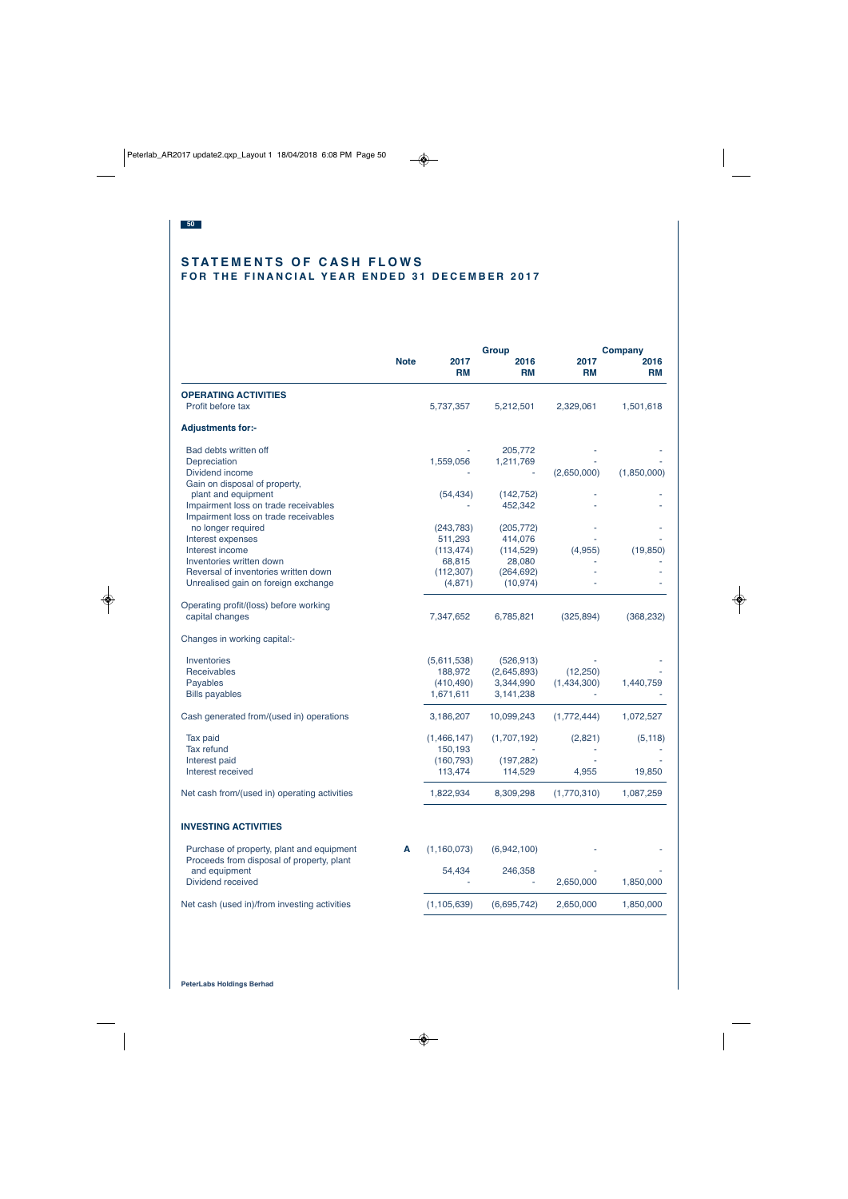# STATEMENTS OF CASH FLOWS
## FOR THE FINANCIAL YEAR ENDED 31 DECEMBER 2017

| | Note | Group 2017 RM | Group 2016 RM | Company 2017 RM | Company 2016 RM |
|---|---|---|---|---|---|
| **OPERATING ACTIVITIES** | | | | | |
| Profit before tax | | 5,737,357 | 5,212,501 | 2,329,061 | 1,501,618 |
| **Adjustments for:-** | | | | | |
| Bad debts written off | | - | 205,772 | - | - |
| Depreciation | | 1,559,056 | 1,211,769 | - | - |
| Dividend income | | - | - | (2,650,000) | (1,850,000) |
| Gain on disposal of property, plant and equipment | | (54,434) | (142,752) | - | - |
| Impairment loss on trade receivables | | - | 452,342 | - | - |
| Impairment loss on trade receivables no longer required | | (243,783) | (205,772) | - | - |
| Interest expenses | | 511,293 | 414,076 | - | - |
| Interest income | | (113,474) | (114,529) | (4,955) | (19,850) |
| Inventories written down | | 68,815 | 28,080 | - | - |
| Reversal of inventories written down | | (112,307) | (264,692) | - | - |
| Unrealised gain on foreign exchange | | (4,871) | (10,974) | - | - |
| Operating profit/(loss) before working capital changes | | 7,347,652 | 6,785,821 | (325,894) | (368,232) |
| Changes in working capital:- | | | | | |
| Inventories | | (5,611,538) | (526,913) | - | - |
| Receivables | | 188,972 | (2,645,893) | (12,250) | - |
| Payables | | (410,490) | 3,344,990 | (1,434,300) | 1,440,759 |
| Bills payables | | 1,671,611 | 3,141,238 | - | - |
| Cash generated from/(used in) operations | | 3,186,207 | 10,099,243 | (1,772,444) | 1,072,527 |
| Tax paid | | (1,466,147) | (1,707,192) | (2,821) | (5,118) |
| Tax refund | | 150,193 | - | - | - |
| Interest paid | | (160,793) | (197,282) | - | - |
| Interest received | | 113,474 | 114,529 | 4,955 | 19,850 |
| Net cash from/(used in) operating activities | | 1,822,934 | 8,309,298 | (1,770,310) | 1,087,259 |
| **INVESTING ACTIVITIES** | | | | | |
| Purchase of property, plant and equipment | A | (1,160,073) | (6,942,100) | - | - |
| Proceeds from disposal of property, plant and equipment | | 54,434 | 246,358 | - | - |
| Dividend received | | - | - | 2,650,000 | 1,850,000 |
| Net cash (used in)/from investing activities | | (1,105,639) | (6,695,742) | 2,650,000 | 1,850,000 |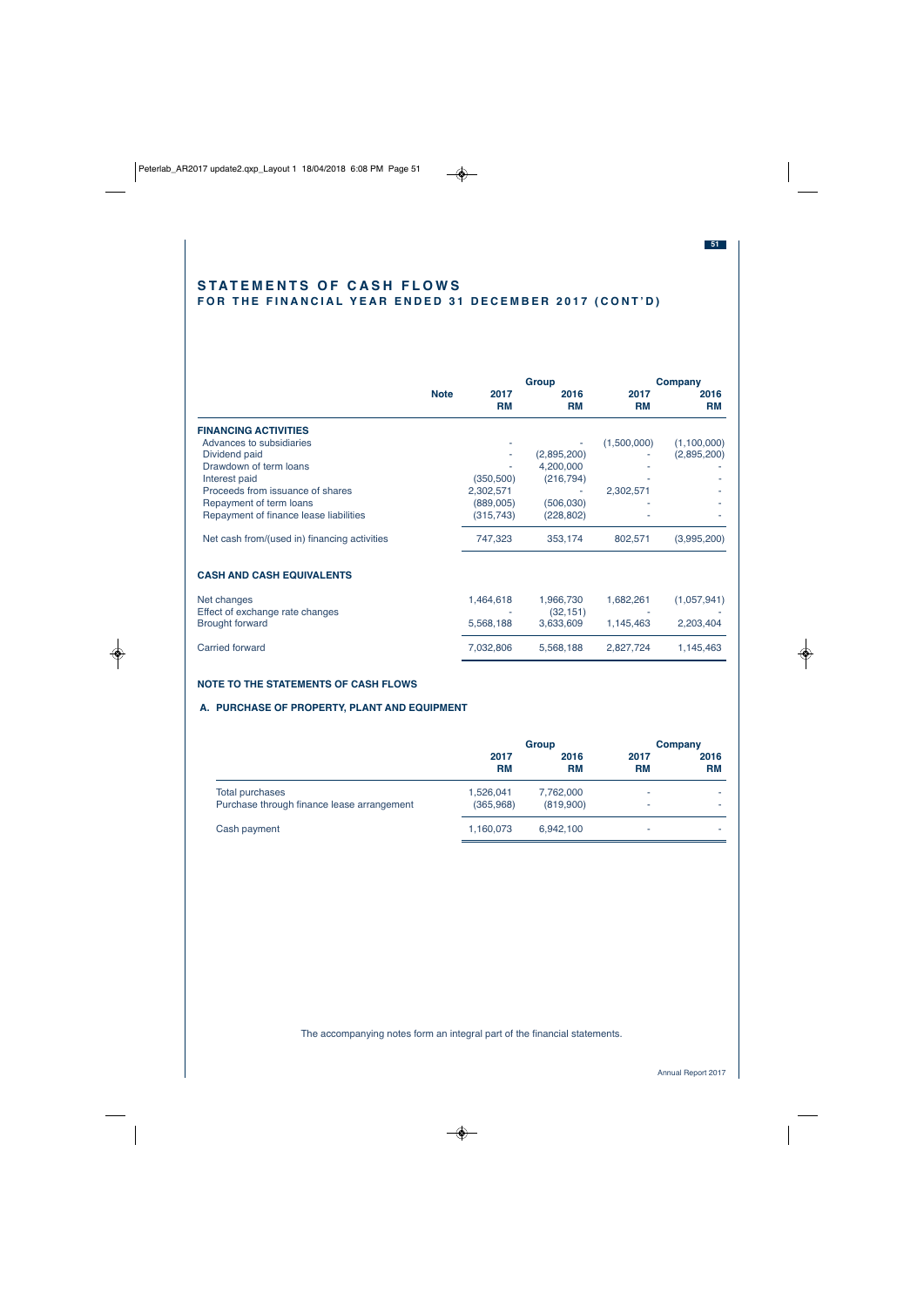# STATEMENTS OF CASH FLOWS
## FOR THE FINANCIAL YEAR ENDED 31 DECEMBER 2017 (CONT'D)

| | Note | Group | | Company | |
|---|---|---|---|---|---|
| | | 2017 RM | 2016 RM | 2017 RM | 2016 RM |
| **FINANCING ACTIVITIES** | | | | | |
| Advances to subsidiaries | | - | - | (1,500,000) | (1,100,000) |
| Dividend paid | | - | (2,895,200) | - | (2,895,200) |
| Drawdown of term loans | | - | 4,200,000 | - | - |
| Interest paid | | (350,500) | (216,794) | - | - |
| Proceeds from issuance of shares | | 2,302,571 | - | 2,302,571 | - |
| Repayment of term loans | | (889,005) | (506,030) | - | - |
| Repayment of finance lease liabilities | | (315,743) | (228,802) | - | - |
| Net cash from/(used in) financing activities | | 747,323 | 353,174 | 802,571 | (3,995,200) |
| **CASH AND CASH EQUIVALENTS** | | | | | |
| Net changes | | 1,464,618 | 1,966,730 | 1,682,261 | (1,057,941) |
| Effect of exchange rate changes | | - | (32,151) | - | - |
| Brought forward | | 5,568,188 | 3,633,609 | 1,145,463 | 2,203,404 |
| Carried forward | | 7,032,806 | 5,568,188 | 2,827,724 | 1,145,463 |

### NOTE TO THE STATEMENTS OF CASH FLOWS

#### A. PURCHASE OF PROPERTY, PLANT AND EQUIPMENT

| | Group | | Company | |
|---|---|---|---|---|
| | 2017 RM | 2016 RM | 2017 RM | 2016 RM |
| Total purchases | 1,526,041 | 7,762,000 | - | - |
| Purchase through finance lease arrangement | (365,968) | (819,900) | - | - |
| Cash payment | 1,160,073 | 6,942,100 | - | - |

The accompanying notes form an integral part of the financial statements.